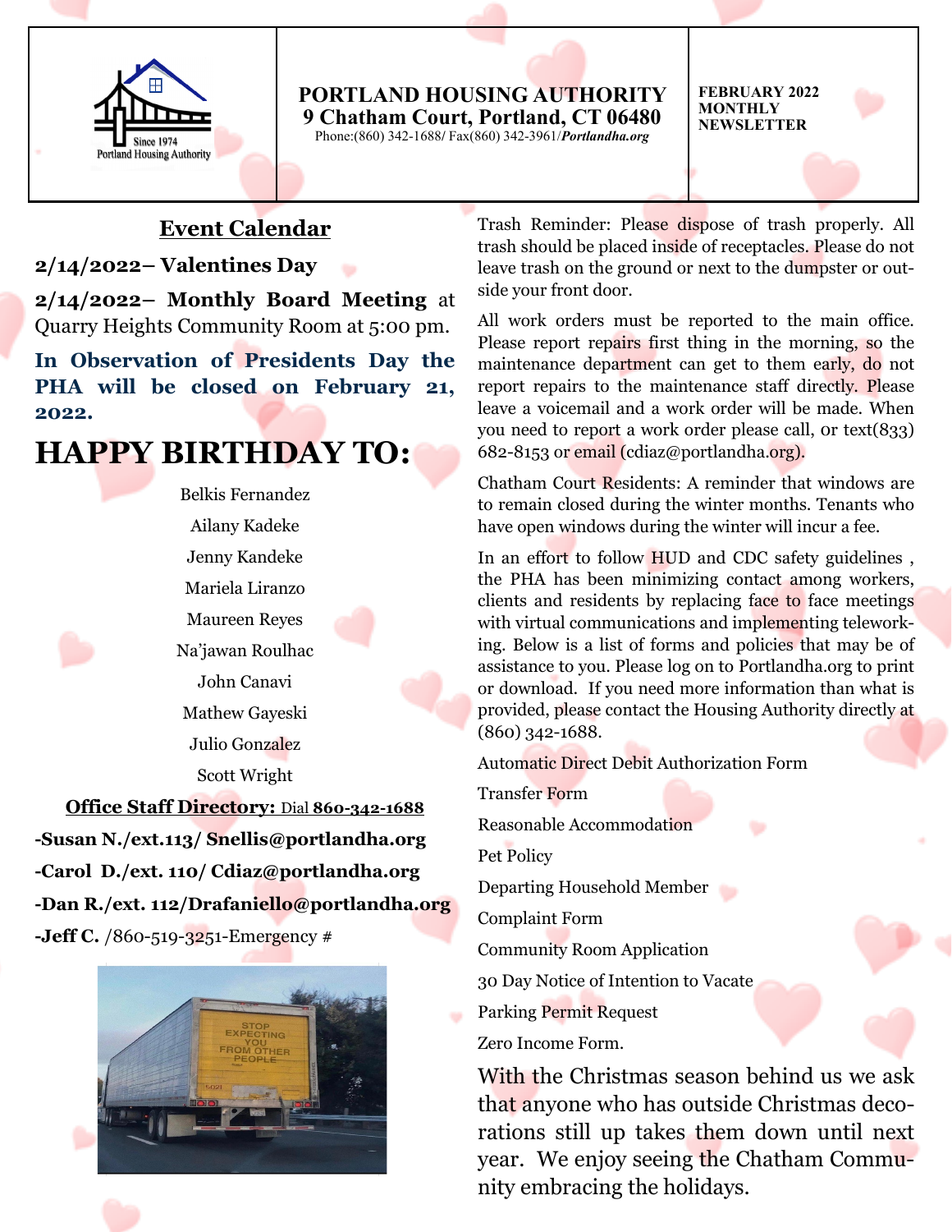# PORTLAND HOUSING AUTHORITY

**9 Chatham Court, Portland, CT 06480**

Phone:(860) 342-1688/ Fax(860) 342-3961/*Portlandha.org*

**FEBRUARY 2022 MONTHLY NEWSLETTER**

## Event Calendar

**2/14/2022– Valentines Day**

**2/14/2022– Monthly Board Meeting** at Quarry Heights Community Room at 5:00 pm.

**In Observation of Presidents Day the PHA will be closed on February 21, 2022.**

# HAPPY BIRTHDAY TO:

Belkis Fernandez

Ailany Kadeke

Jenny Kandeke

Mariela Liranzo

Maureen Reyes

Na'jawan Roulhac

John Canavi

Mathew Gayeski

Julio Gonzalez

Scott Wright

**Office Staff Directory:** Dial **860-342-1688**

**-Susan N./ext.113/ Snellis@portlandha.org**

**-Carol D./ext. 110/ Cdiaz@portlandha.org**

**-Dan R./ext. 112/Drafaniello@portlandha.org**

**-Jeff C.** /860-519-3251-Emergency #

Trash Reminder: Please dispose of trash properly. All trash should be placed inside of receptacles. Please do not leave trash on the ground or next to the dumpster or outside your front door.

All work orders must be reported to the main office. Please report repairs first thing in the morning, so the maintenance department can get to them early, do not report repairs to the maintenance staff directly. Please leave a voicemail and a work order will be made. When you need to report a work order please call, or text(833) 682-8153 or email (cdiaz@portlandha.org).

Chatham Court Residents: A reminder that windows are to remain closed during the winter months. Tenants who have open windows during the winter will incur a fee.

In an effort to follow HUD and CDC safety guidelines , the PHA has been minimizing contact among workers, clients and residents by replacing face to face meetings with virtual communications and implementing teleworking. Below is a list of forms and policies that may be of assistance to you. Please log on to Portlandha.org to print or download. If you need more information than what is provided, please contact the Housing Authority directly at (860) 342-1688.

Automatic Direct Debit Authorization Form

Transfer Form

Reasonable Accommodation

Pet Policy

Departing Household Member

Complaint Form

Community Room Application

30 Day Notice of Intention to Vacate

Parking Permit Request

Zero Income Form.

With the Christmas season behind us we ask that anyone who has outside Christmas decorations still up takes them down until next year. We enjoy seeing the Chatham Community embracing the holidays.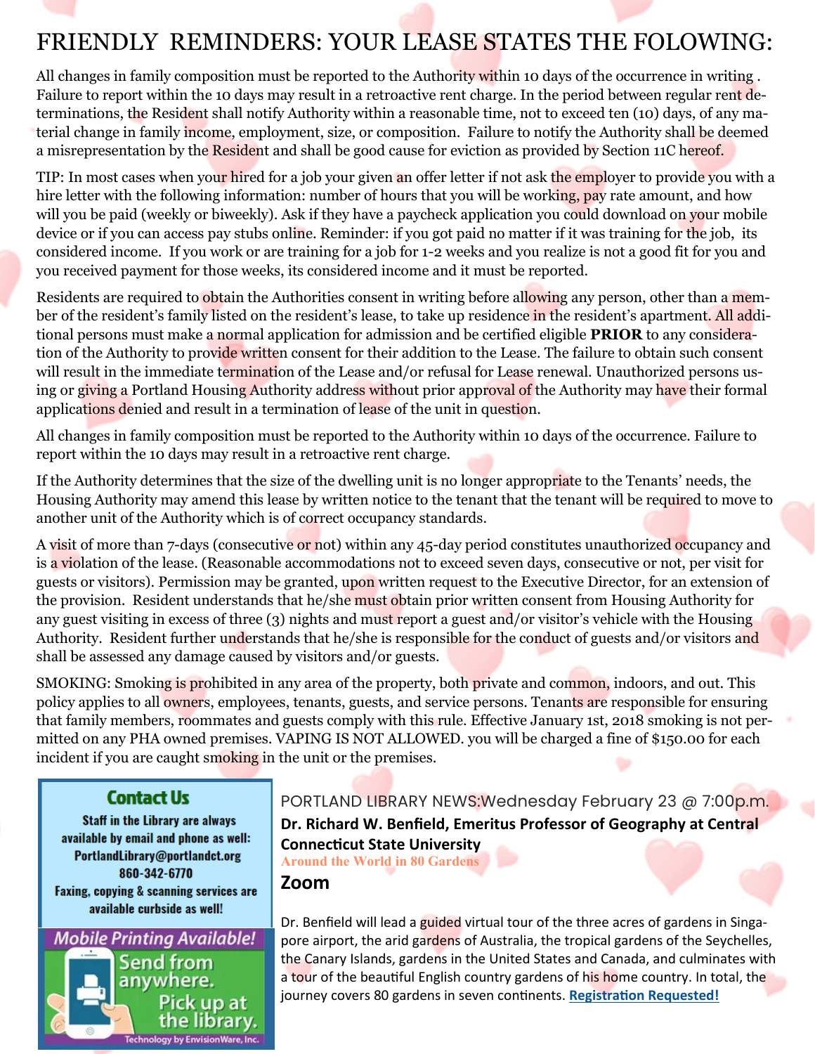# FRIENDLY REMINDERS: YOUR LEASE STATES THE FOLOWING:

All changes in family composition must be reported to the Authority within 10 days of the occurrence in writing . Failure to report within the 10 days may result in a retroactive rent charge. In the period between regular rent determinations, the Resident shall notify Authority within a reasonable time, not to exceed ten (10) days, of any material change in family income, employment, size, or composition. Failure to notify the Authority shall be deemed a misrepresentation by the Resident and shall be good cause for eviction as provided by Section 11C hereof.

TIP: In most cases when your hired for a job your given an offer letter if not ask the employer to provide you with a hire letter with the following information: number of hours that you will be working, pay rate amount, and how will you be paid (weekly or biweekly). Ask if they have a paycheck application you could download on your mobile device or if you can access pay stubs online. Reminder: if you got paid no matter if it was training for the job, its considered income. If you work or are training for a job for 1-2 weeks and you realize is not a good fit for you and you received payment for those weeks, its considered income and it must be reported.

Residents are required to obtain the Authorities consent in writing before allowing any person, other than a member of the resident's family listed on the resident's lease, to take up residence in the resident's apartment. All additional persons must make a normal application for admission and be certified eligible **PRIOR** to any consideration of the Authority to provide written consent for their addition to the Lease. The failure to obtain such consent will result in the immediate termination of the Lease and/or refusal for Lease renewal. Unauthorized persons using or giving a Portland Housing Authority address without prior approval of the Authority may have their formal applications denied and result in a termination of lease of the unit in question.

All changes in family composition must be reported to the Authority within 10 days of the occurrence. Failure to report within the 10 days may result in a retroactive rent charge.

If the Authority determines that the size of the dwelling unit is no longer appropriate to the Tenants' needs, the Housing Authority may amend this lease by written notice to the tenant that the tenant will be required to move to another unit of the Authority which is of correct occupancy standards.

A visit of more than 7-days (consecutive or not) within any 45-day period constitutes unauthorized occupancy and is a violation of the lease. (Reasonable accommodations not to exceed seven days, consecutive or not, per visit for guests or visitors). Permission may be granted, upon written request to the Executive Director, for an extension of the provision. Resident understands that he/she must obtain prior written consent from Housing Authority for any guest visiting in excess of three (3) nights and must report a guest and/or visitor's vehicle with the Housing Authority. Resident further understands that he/she is responsible for the conduct of guests and/or visitors and shall be assessed any damage caused by visitors and/or guests.

SMOKING: Smoking is prohibited in any area of the property, both private and common, indoors, and out. This policy applies to all owners, employees, tenants, guests, and service persons. Tenants are responsible for ensuring that family members, roommates and guests comply with this rule. Effective January 1st, 2018 smoking is not permitted on any PHA owned premises. VAPING IS NOT ALLOWED. you will be charged a fine of $150.00 for each incident if you are caught smoking in the unit or the premises.

## Contact Us

**Staff in the Library are always available by email and phone as well:**
**PortlandLibrary@portlandct.org**
**860-342-6770**
**Faxing, copying & scanning services are available curbside as well!**

**Mobile Printing Available!**
Send from anywhere.
Pick up at the library.
Technology by EnvisionWare, Inc.

PORTLAND LIBRARY NEWS:Wednesday February 23 @ 7:00p.m.

**Dr. Richard W. Benfield, Emeritus Professor of Geography at Central Connecticut State University**

**Around the World in 80 Gardens**

**Zoom**

Dr. Benfield will lead a guided virtual tour of the three acres of gardens in Singapore airport, the arid gardens of Australia, the tropical gardens of the Seychelles, the Canary Islands, gardens in the United States and Canada, and culminates with a tour of the beautiful English country gardens of his home country. In total, the journey covers 80 gardens in seven continents. **Registration Requested!**